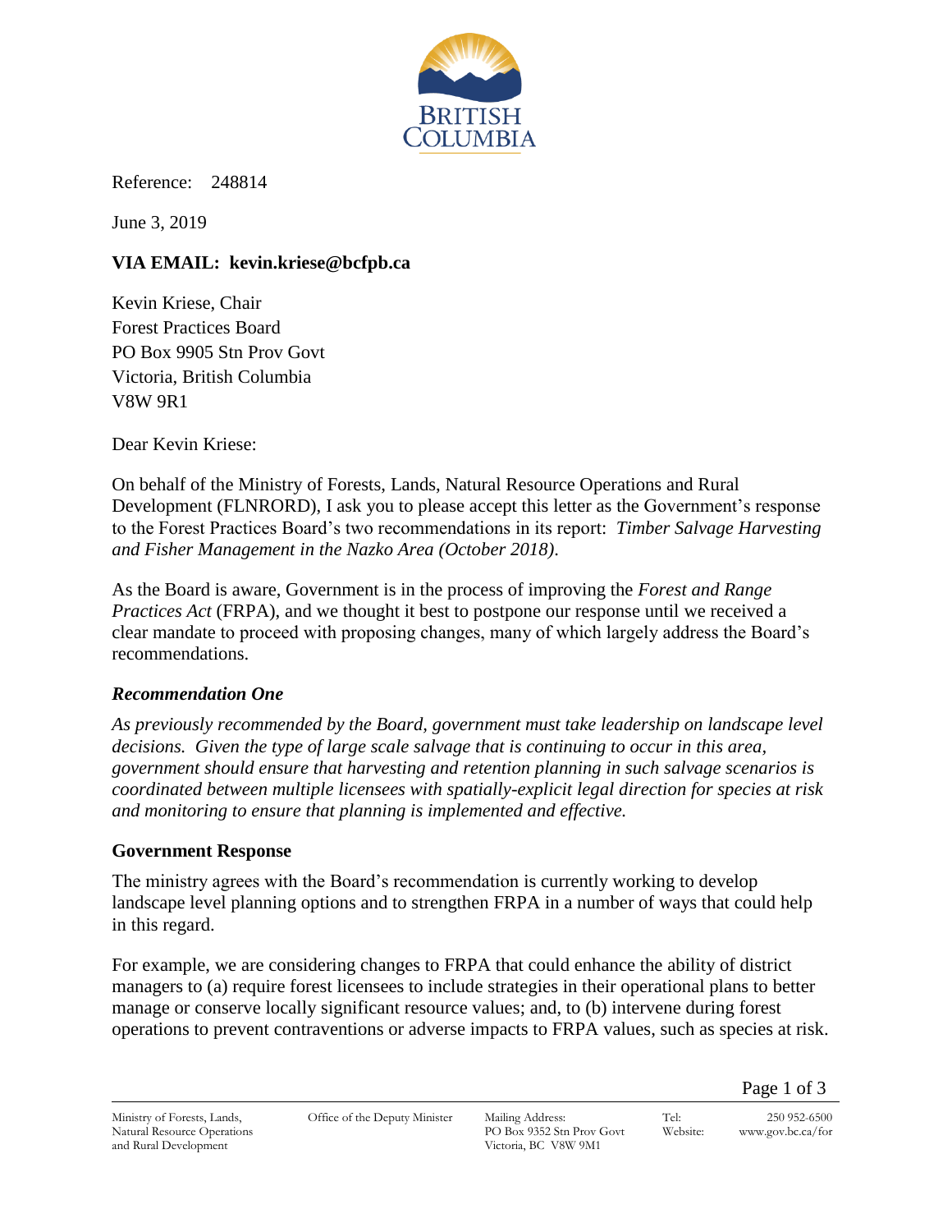Reference: 248814

June 3, 2019

**VIA EMAIL: kevin.kriese@bcfpb.ca**

Kevin Kriese, Chair
Forest Practices Board
PO Box 9905 Stn Prov Govt
Victoria, British Columbia
V8W 9R1

Dear Kevin Kriese:

On behalf of the Ministry of Forests, Lands, Natural Resource Operations and Rural Development (FLNRORD), I ask you to please accept this letter as the Government's response to the Forest Practices Board's two recommendations in its report: *Timber Salvage Harvesting and Fisher Management in the Nazko Area (October 2018)*.

As the Board is aware, Government is in the process of improving the *Forest and Range Practices Act* (FRPA), and we thought it best to postpone our response until we received a clear mandate to proceed with proposing changes, many of which largely address the Board's recommendations.

### *Recommendation One*

*As previously recommended by the Board, government must take leadership on landscape level decisions. Given the type of large scale salvage that is continuing to occur in this area, government should ensure that harvesting and retention planning in such salvage scenarios is coordinated between multiple licensees with spatially-explicit legal direction for species at risk and monitoring to ensure that planning is implemented and effective.*

### Government Response

The ministry agrees with the Board's recommendation is currently working to develop landscape level planning options and to strengthen FRPA in a number of ways that could help in this regard.

For example, we are considering changes to FRPA that could enhance the ability of district managers to (a) require forest licensees to include strategies in their operational plans to better manage or conserve locally significant resource values; and, to (b) intervene during forest operations to prevent contraventions or adverse impacts to FRPA values, such as species at risk.

Ministry of Forests, Lands, Natural Resource Operations and Rural Development | Office of the Deputy Minister | Mailing Address: PO Box 9352 Stn Prov Govt Victoria, BC V8W 9M1 | Tel: 250 952-6500 | Website: www.gov.bc.ca/for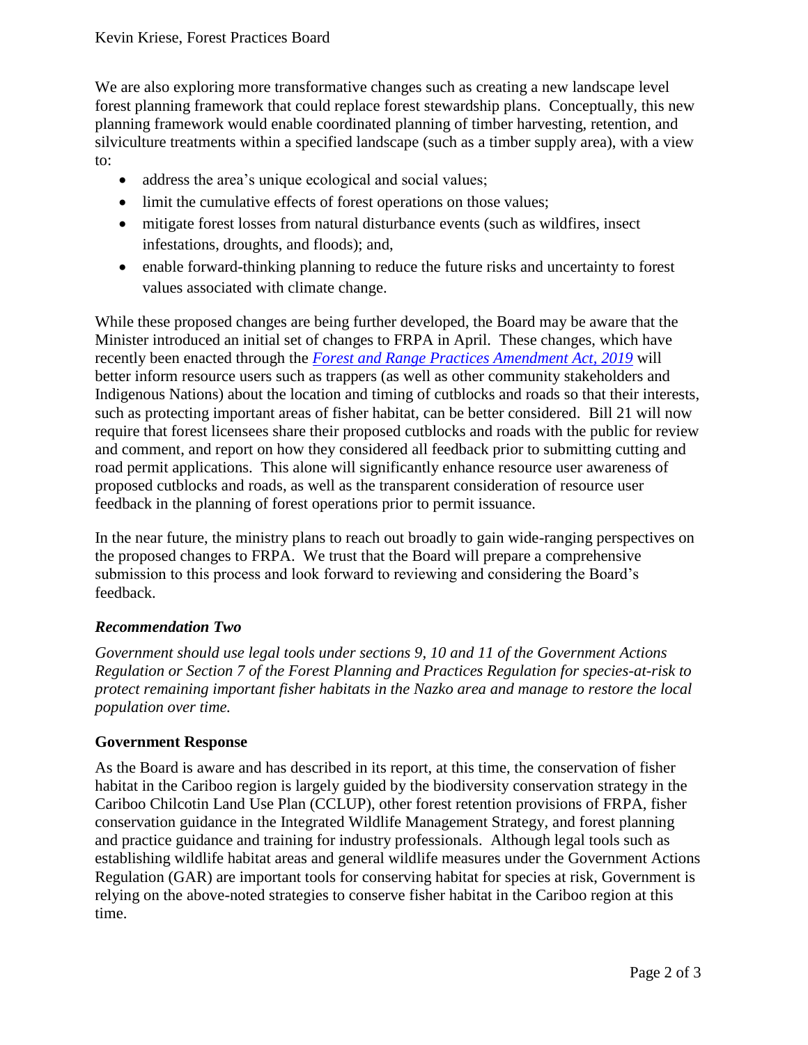We are also exploring more transformative changes such as creating a new landscape level forest planning framework that could replace forest stewardship plans. Conceptually, this new planning framework would enable coordinated planning of timber harvesting, retention, and silviculture treatments within a specified landscape (such as a timber supply area), with a view to:

- address the area's unique ecological and social values;
- limit the cumulative effects of forest operations on those values;
- mitigate forest losses from natural disturbance events (such as wildfires, insect infestations, droughts, and floods); and,
- enable forward-thinking planning to reduce the future risks and uncertainty to forest values associated with climate change.

While these proposed changes are being further developed, the Board may be aware that the Minister introduced an initial set of changes to FRPA in April. These changes, which have recently been enacted through the *Forest and Range Practices Amendment Act, 2019* will better inform resource users such as trappers (as well as other community stakeholders and Indigenous Nations) about the location and timing of cutblocks and roads so that their interests, such as protecting important areas of fisher habitat, can be better considered. Bill 21 will now require that forest licensees share their proposed cutblocks and roads with the public for review and comment, and report on how they considered all feedback prior to submitting cutting and road permit applications. This alone will significantly enhance resource user awareness of proposed cutblocks and roads, as well as the transparent consideration of resource user feedback in the planning of forest operations prior to permit issuance.

In the near future, the ministry plans to reach out broadly to gain wide-ranging perspectives on the proposed changes to FRPA. We trust that the Board will prepare a comprehensive submission to this process and look forward to reviewing and considering the Board's feedback.

### *Recommendation Two*

*Government should use legal tools under sections 9, 10 and 11 of the Government Actions Regulation or Section 7 of the Forest Planning and Practices Regulation for species-at-risk to protect remaining important fisher habitats in the Nazko area and manage to restore the local population over time.*

### Government Response

As the Board is aware and has described in its report, at this time, the conservation of fisher habitat in the Cariboo region is largely guided by the biodiversity conservation strategy in the Cariboo Chilcotin Land Use Plan (CCLUP), other forest retention provisions of FRPA, fisher conservation guidance in the Integrated Wildlife Management Strategy, and forest planning and practice guidance and training for industry professionals. Although legal tools such as establishing wildlife habitat areas and general wildlife measures under the Government Actions Regulation (GAR) are important tools for conserving habitat for species at risk, Government is relying on the above-noted strategies to conserve fisher habitat in the Cariboo region at this time.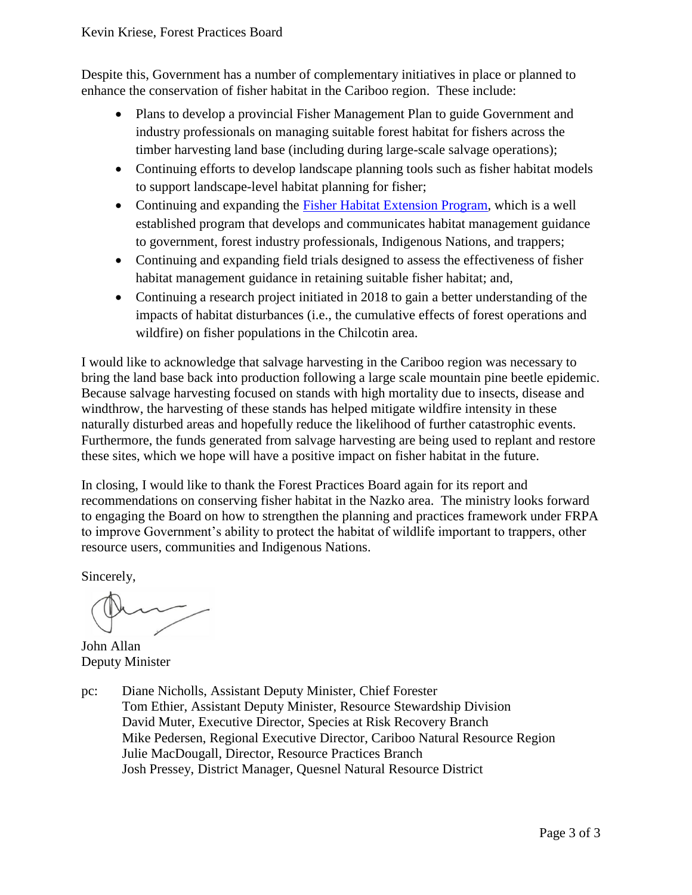Despite this, Government has a number of complementary initiatives in place or planned to enhance the conservation of fisher habitat in the Cariboo region. These include:

- Plans to develop a provincial Fisher Management Plan to guide Government and industry professionals on managing suitable forest habitat for fishers across the timber harvesting land base (including during large-scale salvage operations);
- Continuing efforts to develop landscape planning tools such as fisher habitat models to support landscape-level habitat planning for fisher;
- Continuing and expanding the Fisher Habitat Extension Program, which is a well established program that develops and communicates habitat management guidance to government, forest industry professionals, Indigenous Nations, and trappers;
- Continuing and expanding field trials designed to assess the effectiveness of fisher habitat management guidance in retaining suitable fisher habitat; and,
- Continuing a research project initiated in 2018 to gain a better understanding of the impacts of habitat disturbances (i.e., the cumulative effects of forest operations and wildfire) on fisher populations in the Chilcotin area.

I would like to acknowledge that salvage harvesting in the Cariboo region was necessary to bring the land base back into production following a large scale mountain pine beetle epidemic. Because salvage harvesting focused on stands with high mortality due to insects, disease and windthrow, the harvesting of these stands has helped mitigate wildfire intensity in these naturally disturbed areas and hopefully reduce the likelihood of further catastrophic events. Furthermore, the funds generated from salvage harvesting are being used to replant and restore these sites, which we hope will have a positive impact on fisher habitat in the future.

In closing, I would like to thank the Forest Practices Board again for its report and recommendations on conserving fisher habitat in the Nazko area. The ministry looks forward to engaging the Board on how to strengthen the planning and practices framework under FRPA to improve Government's ability to protect the habitat of wildlife important to trappers, other resource users, communities and Indigenous Nations.

Sincerely,

John Allan
Deputy Minister

pc: Diane Nicholls, Assistant Deputy Minister, Chief Forester
Tom Ethier, Assistant Deputy Minister, Resource Stewardship Division
David Muter, Executive Director, Species at Risk Recovery Branch
Mike Pedersen, Regional Executive Director, Cariboo Natural Resource Region
Julie MacDougall, Director, Resource Practices Branch
Josh Pressey, District Manager, Quesnel Natural Resource District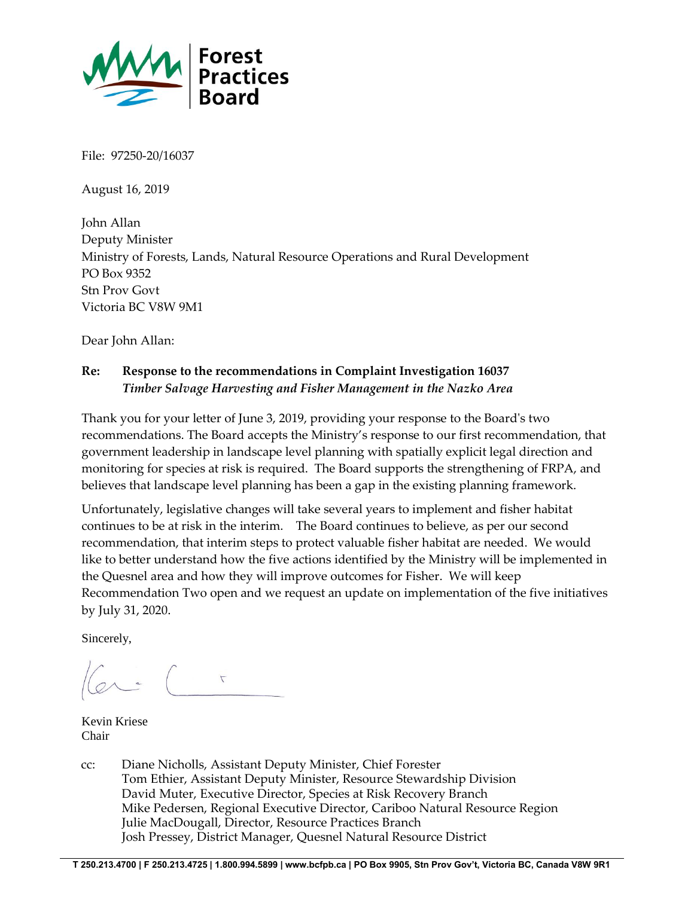Forest Practices Board

File: 97250-20/16037

August 16, 2019

John Allan
Deputy Minister
Ministry of Forests, Lands, Natural Resource Operations and Rural Development
PO Box 9352
Stn Prov Govt
Victoria BC V8W 9M1

Dear John Allan:

**Re: Response to the recommendations in Complaint Investigation 16037**
***Timber Salvage Harvesting and Fisher Management in the Nazko Area***

Thank you for your letter of June 3, 2019, providing your response to the Board's two recommendations. The Board accepts the Ministry's response to our first recommendation, that government leadership in landscape level planning with spatially explicit legal direction and monitoring for species at risk is required. The Board supports the strengthening of FRPA, and believes that landscape level planning has been a gap in the existing planning framework.

Unfortunately, legislative changes will take several years to implement and fisher habitat continues to be at risk in the interim. The Board continues to believe, as per our second recommendation, that interim steps to protect valuable fisher habitat are needed. We would like to better understand how the five actions identified by the Ministry will be implemented in the Quesnel area and how they will improve outcomes for Fisher. We will keep Recommendation Two open and we request an update on implementation of the five initiatives by July 31, 2020.

Sincerely,

Kevin Kriese
Chair

cc: Diane Nicholls, Assistant Deputy Minister, Chief Forester
Tom Ethier, Assistant Deputy Minister, Resource Stewardship Division
David Muter, Executive Director, Species at Risk Recovery Branch
Mike Pedersen, Regional Executive Director, Cariboo Natural Resource Region
Julie MacDougall, Director, Resource Practices Branch
Josh Pressey, District Manager, Quesnel Natural Resource District

T 250.213.4700 | F 250.213.4725 | 1.800.994.5899 | www.bcfpb.ca | PO Box 9905, Stn Prov Gov't, Victoria BC, Canada V8W 9R1